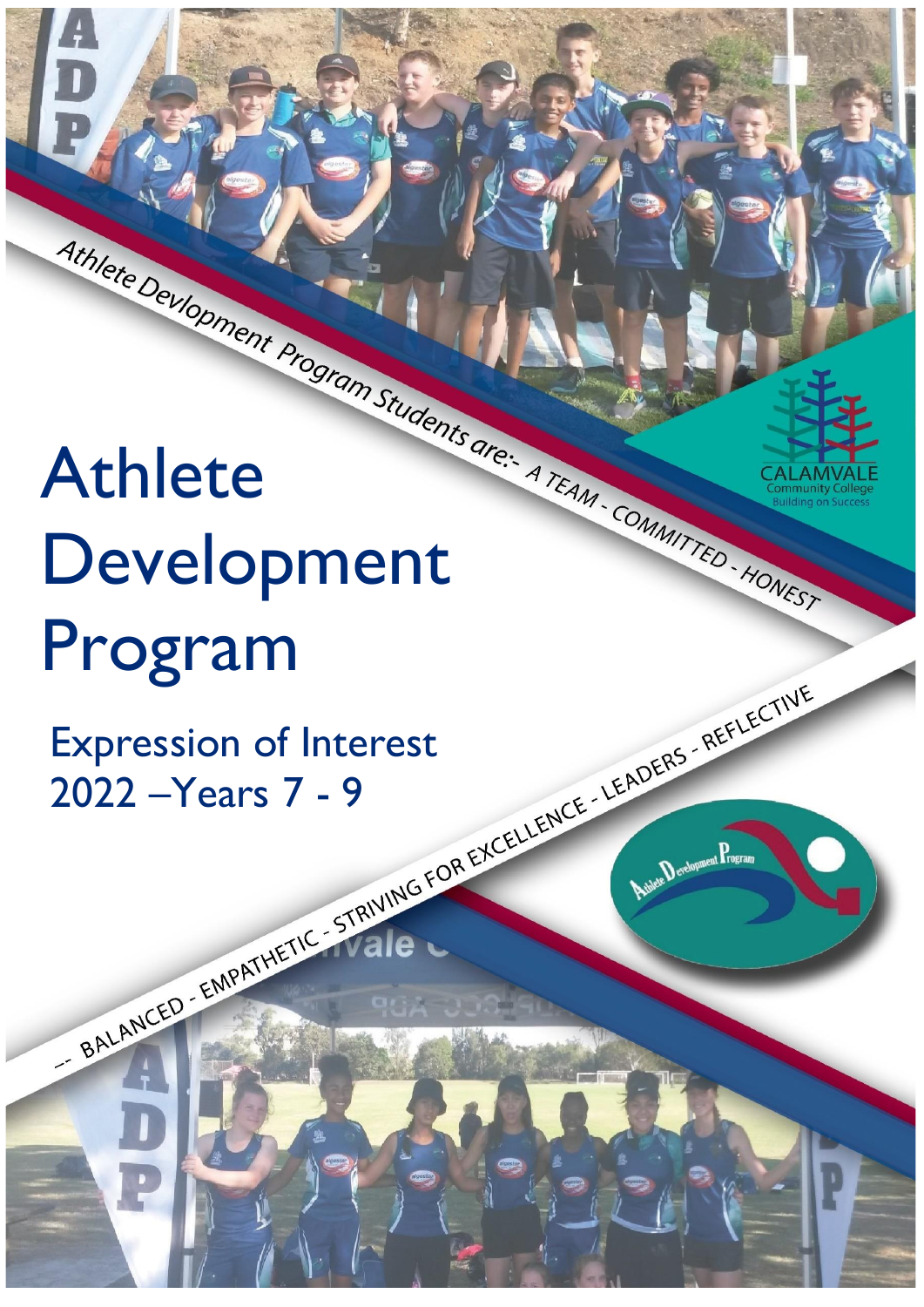# Athlete Development Program

## Expression of Interest 2022 –Years 7 - 9

Athlete Devlopment Program Students are:- A TEAM - COMMITTED - HONEST -- BALANCED - EMPATHETIC - STRIVING FOR EXCELLENCE - LEADERS - REFLECTIVE

CALAMVALE Community College Building on Success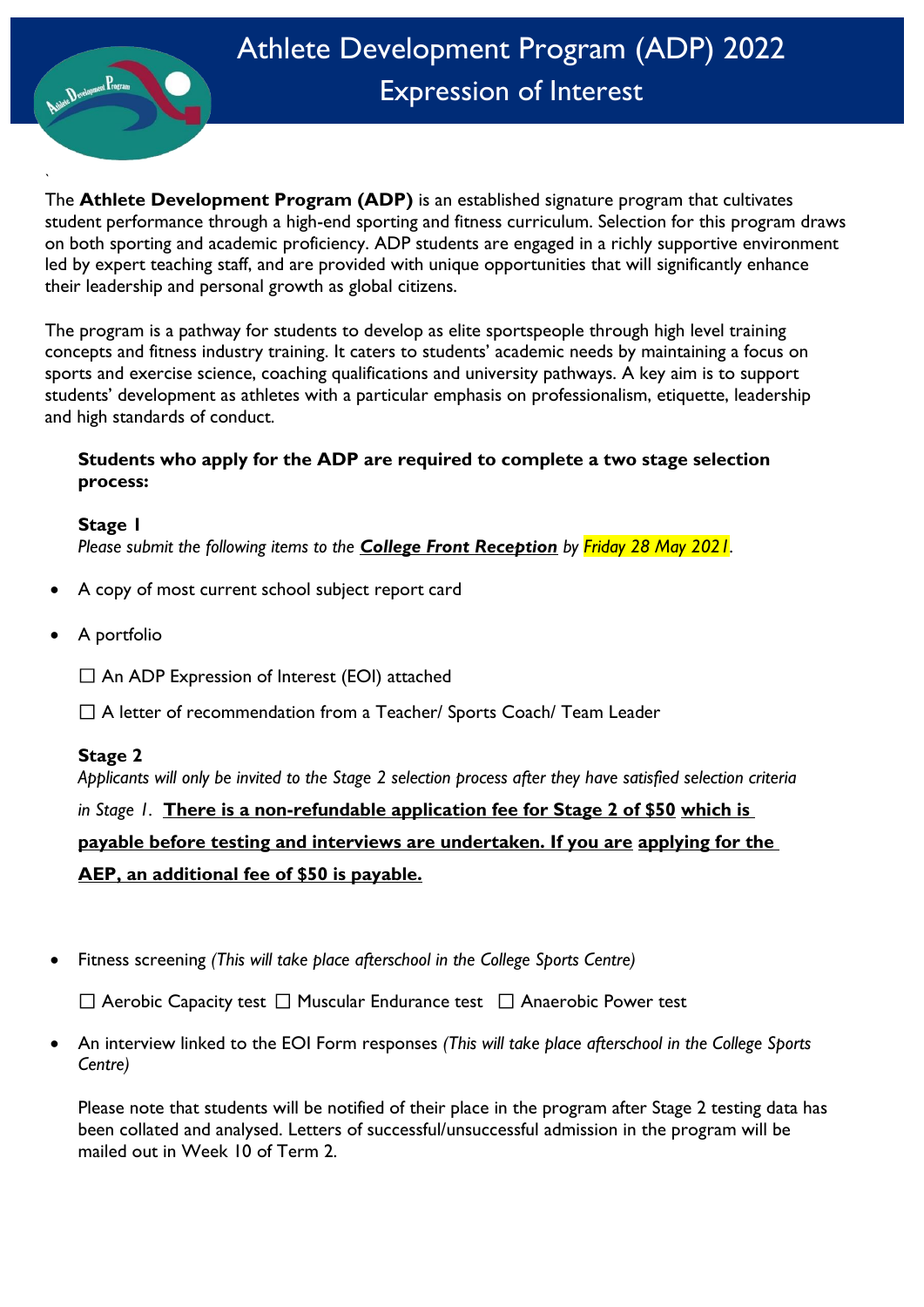// Athlete Development Program (ADP) 2022

## Expression of Interest

`

The **Athlete Development Program (ADP)** is an established signature program that cultivates student performance through a high-end sporting and fitness curriculum. Selection for this program draws on both sporting and academic proficiency. ADP students are engaged in a richly supportive environment led by expert teaching staff, and are provided with unique opportunities that will significantly enhance their leadership and personal growth as global citizens.

The program is a pathway for students to develop as elite sportspeople through high level training concepts and fitness industry training. It caters to students' academic needs by maintaining a focus on sports and exercise science, coaching qualifications and university pathways. A key aim is to support students' development as athletes with a particular emphasis on professionalism, etiquette, leadership and high standards of conduct.

**Students who apply for the ADP are required to complete a two stage selection process:**

**Stage 1**

*Please submit the following items to the* ***College Front Reception*** *by Friday 28 May 2021.*

- A copy of most current school subject report card
- A portfolio

☐ An ADP Expression of Interest (EOI) attached

☐ A letter of recommendation from a Teacher/ Sports Coach/ Team Leader

**Stage 2**

*Applicants will only be invited to the Stage 2 selection process after they have satisfied selection criteria in Stage 1.* **There is a non-refundable application fee for Stage 2 of $50 which is payable before testing and interviews are undertaken. If you are applying for the AEP, an additional fee of $50 is payable.**

- Fitness screening *(This will take place afterschool in the College Sports Centre)*

☐ Aerobic Capacity test ☐ Muscular Endurance test ☐ Anaerobic Power test

- An interview linked to the EOI Form responses *(This will take place afterschool in the College Sports Centre)*

Please note that students will be notified of their place in the program after Stage 2 testing data has been collated and analysed. Letters of successful/unsuccessful admission in the program will be mailed out in Week 10 of Term 2.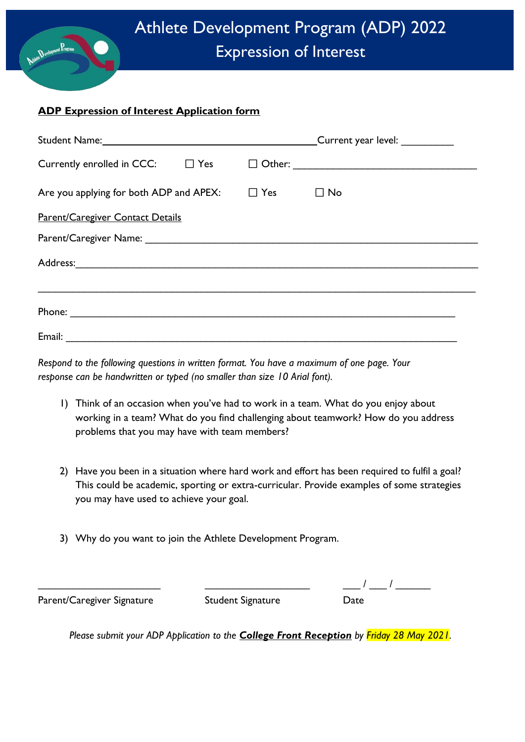# Athlete Development Program (ADP) 2022

## Expression of Interest

**ADP Expression of Interest Application form**

Student Name:_______________________________________Current year level: _________

Currently enrolled in CCC: ☐ Yes ☐ Other: ________________________________

Are you applying for both ADP and APEX: ☐ Yes ☐ No

Parent/Caregiver Contact Details

Parent/Caregiver Name: ________________________________________________________

Address:______________________________________________________________________

______________________________________________________________________________

Phone: _______________________________________________________________________

Email: ________________________________________________________________________

*Respond to the following questions in written format. You have a maximum of one page. Your response can be handwritten or typed (no smaller than size 10 Arial font).*

1) Think of an occasion when you've had to work in a team. What do you enjoy about working in a team? What do you find challenging about teamwork? How do you address problems that you may have with team members?

2) Have you been in a situation where hard work and effort has been required to fulfil a goal? This could be academic, sporting or extra-curricular. Provide examples of some strategies you may have used to achieve your goal.

3) Why do you want to join the Athlete Development Program.

_______________________ ____________________ ___ / ___ / ______

Parent/Caregiver Signature Student Signature Date

*Please submit your ADP Application to the **College Front Reception** by Friday 28 May 2021.*